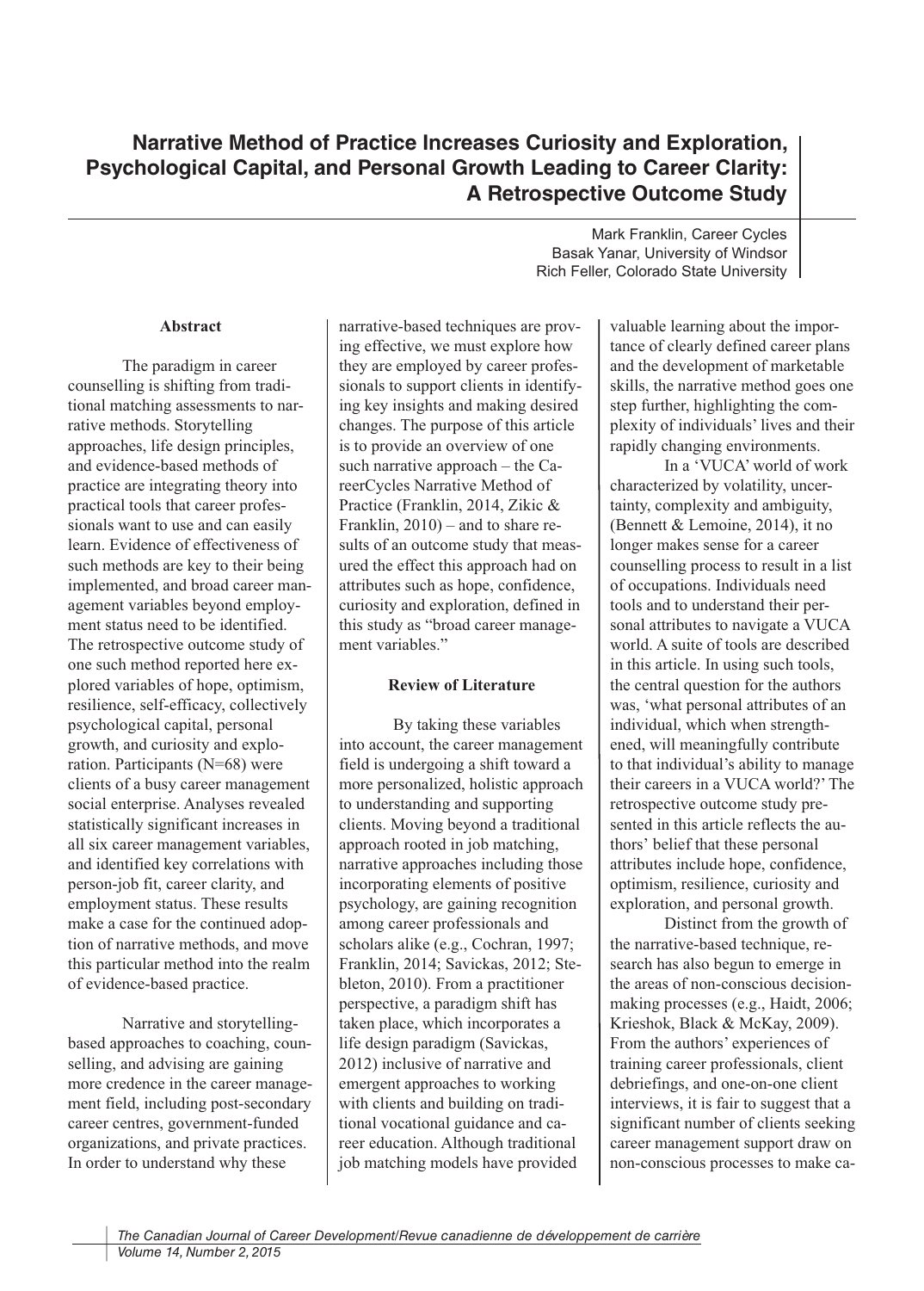# Narrative Method of Practice Increases Curiosity and Exploration, Psychological Capital, and Personal Growth Leading to Career Clarity: A Retrospective Outcome Study

Mark Franklin, Career Cycles
Basak Yanar, University of Windsor
Rich Feller, Colorado State University

## Abstract

The paradigm in career counselling is shifting from traditional matching assessments to narrative methods. Storytelling approaches, life design principles, and evidence-based methods of practice are integrating theory into practical tools that career professionals want to use and can easily learn. Evidence of effectiveness of such methods are key to their being implemented, and broad career management variables beyond employment status need to be identified. The retrospective outcome study of one such method reported here explored variables of hope, optimism, resilience, self-efficacy, collectively psychological capital, personal growth, and curiosity and exploration. Participants (N=68) were clients of a busy career management social enterprise. Analyses revealed statistically significant increases in all six career management variables, and identified key correlations with person-job fit, career clarity, and employment status. These results make a case for the continued adoption of narrative methods, and move this particular method into the realm of evidence-based practice.

Narrative and storytelling-based approaches to coaching, counselling, and advising are gaining more credence in the career management field, including post-secondary career centres, government-funded organizations, and private practices. In order to understand why these narrative-based techniques are proving effective, we must explore how they are employed by career professionals to support clients in identifying key insights and making desired changes. The purpose of this article is to provide an overview of one such narrative approach – the CareerCycles Narrative Method of Practice (Franklin, 2014, Zikic & Franklin, 2010) – and to share results of an outcome study that measured the effect this approach had on attributes such as hope, confidence, curiosity and exploration, defined in this study as "broad career management variables."

## Review of Literature

By taking these variables into account, the career management field is undergoing a shift toward a more personalized, holistic approach to understanding and supporting clients. Moving beyond a traditional approach rooted in job matching, narrative approaches including those incorporating elements of positive psychology, are gaining recognition among career professionals and scholars alike (e.g., Cochran, 1997; Franklin, 2014; Savickas, 2012; Stebleton, 2010). From a practitioner perspective, a paradigm shift has taken place, which incorporates a life design paradigm (Savickas, 2012) inclusive of narrative and emergent approaches to working with clients and building on traditional vocational guidance and career education. Although traditional job matching models have provided valuable learning about the importance of clearly defined career plans and the development of marketable skills, the narrative method goes one step further, highlighting the complexity of individuals' lives and their rapidly changing environments.

In a 'VUCA' world of work characterized by volatility, uncertainty, complexity and ambiguity, (Bennett & Lemoine, 2014), it no longer makes sense for a career counselling process to result in a list of occupations. Individuals need tools and to understand their personal attributes to navigate a VUCA world. A suite of tools are described in this article. In using such tools, the central question for the authors was, 'what personal attributes of an individual, which when strengthened, will meaningfully contribute to that individual's ability to manage their careers in a VUCA world?' The retrospective outcome study presented in this article reflects the authors' belief that these personal attributes include hope, confidence, optimism, resilience, curiosity and exploration, and personal growth.

Distinct from the growth of the narrative-based technique, research has also begun to emerge in the areas of non-conscious decision-making processes (e.g., Haidt, 2006; Krieshok, Black & McKay, 2009). From the authors' experiences of training career professionals, client debriefings, and one-on-one client interviews, it is fair to suggest that a significant number of clients seeking career management support draw on non-conscious processes to make ca-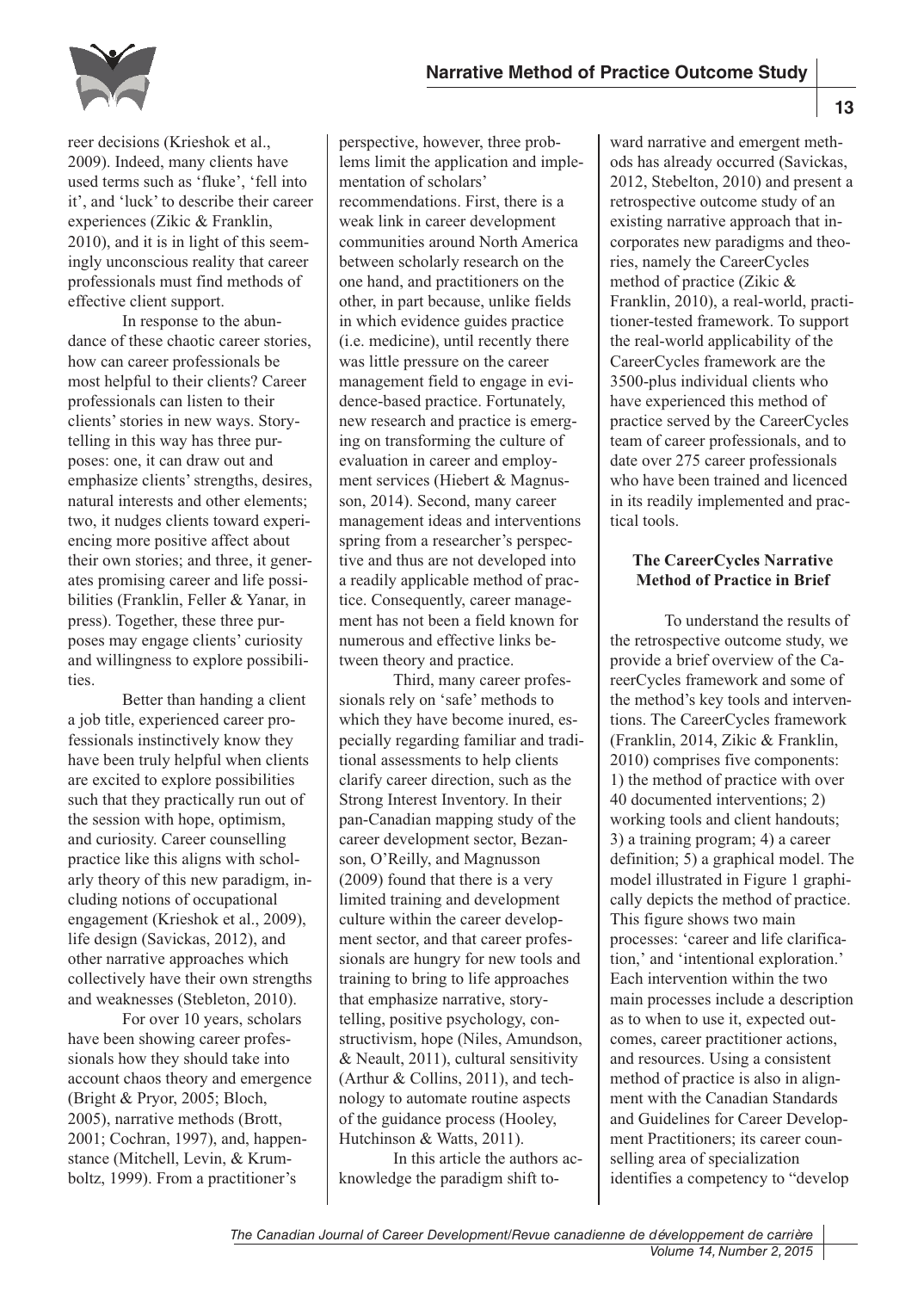reer decisions (Krieshok et al., 2009). Indeed, many clients have used terms such as 'fluke', 'fell into it', and 'luck' to describe their career experiences (Zikic & Franklin, 2010), and it is in light of this seemingly unconscious reality that career professionals must find methods of effective client support.

In response to the abundance of these chaotic career stories, how can career professionals be most helpful to their clients? Career professionals can listen to their clients' stories in new ways. Storytelling in this way has three purposes: one, it can draw out and emphasize clients' strengths, desires, natural interests and other elements; two, it nudges clients toward experiencing more positive affect about their own stories; and three, it generates promising career and life possibilities (Franklin, Feller & Yanar, in press). Together, these three purposes may engage clients' curiosity and willingness to explore possibilities.

Better than handing a client a job title, experienced career professionals instinctively know they have been truly helpful when clients are excited to explore possibilities such that they practically run out of the session with hope, optimism, and curiosity. Career counselling practice like this aligns with scholarly theory of this new paradigm, including notions of occupational engagement (Krieshok et al., 2009), life design (Savickas, 2012), and other narrative approaches which collectively have their own strengths and weaknesses (Stebleton, 2010).

For over 10 years, scholars have been showing career professionals how they should take into account chaos theory and emergence (Bright & Pryor, 2005; Bloch, 2005), narrative methods (Brott, 2001; Cochran, 1997), and, happenstance (Mitchell, Levin, & Krumboltz, 1999). From a practitioner's perspective, however, three problems limit the application and implementation of scholars' recommendations. First, there is a weak link in career development communities around North America between scholarly research on the one hand, and practitioners on the other, in part because, unlike fields in which evidence guides practice (i.e. medicine), until recently there was little pressure on the career management field to engage in evidence-based practice. Fortunately, new research and practice is emerging on transforming the culture of evaluation in career and employment services (Hiebert & Magnusson, 2014). Second, many career management ideas and interventions spring from a researcher's perspective and thus are not developed into a readily applicable method of practice. Consequently, career management has not been a field known for numerous and effective links between theory and practice.

Third, many career professionals rely on 'safe' methods to which they have become inured, especially regarding familiar and traditional assessments to help clients clarify career direction, such as the Strong Interest Inventory. In their pan-Canadian mapping study of the career development sector, Bezanson, O'Reilly, and Magnusson (2009) found that there is a very limited training and development culture within the career development sector, and that career professionals are hungry for new tools and training to bring to life approaches that emphasize narrative, storytelling, positive psychology, constructivism, hope (Niles, Amundson, & Neault, 2011), cultural sensitivity (Arthur & Collins, 2011), and technology to automate routine aspects of the guidance process (Hooley, Hutchinson & Watts, 2011).

In this article the authors acknowledge the paradigm shift toward narrative and emergent methods has already occurred (Savickas, 2012, Stebelton, 2010) and present a retrospective outcome study of an existing narrative approach that incorporates new paradigms and theories, namely the CareerCycles method of practice (Zikic & Franklin, 2010), a real-world, practitioner-tested framework. To support the real-world applicability of the CareerCycles framework are the 3500-plus individual clients who have experienced this method of practice served by the CareerCycles team of career professionals, and to date over 275 career professionals who have been trained and licenced in its readily implemented and practical tools.

## The CareerCycles Narrative Method of Practice in Brief

To understand the results of the retrospective outcome study, we provide a brief overview of the CareerCycles framework and some of the method's key tools and interventions. The CareerCycles framework (Franklin, 2014, Zikic & Franklin, 2010) comprises five components: 1) the method of practice with over 40 documented interventions; 2) working tools and client handouts; 3) a training program; 4) a career definition; 5) a graphical model. The model illustrated in Figure 1 graphically depicts the method of practice. This figure shows two main processes: 'career and life clarification,' and 'intentional exploration.' Each intervention within the two main processes include a description as to when to use it, expected outcomes, career practitioner actions, and resources. Using a consistent method of practice is also in alignment with the Canadian Standards and Guidelines for Career Development Practitioners; its career counselling area of specialization identifies a competency to "develop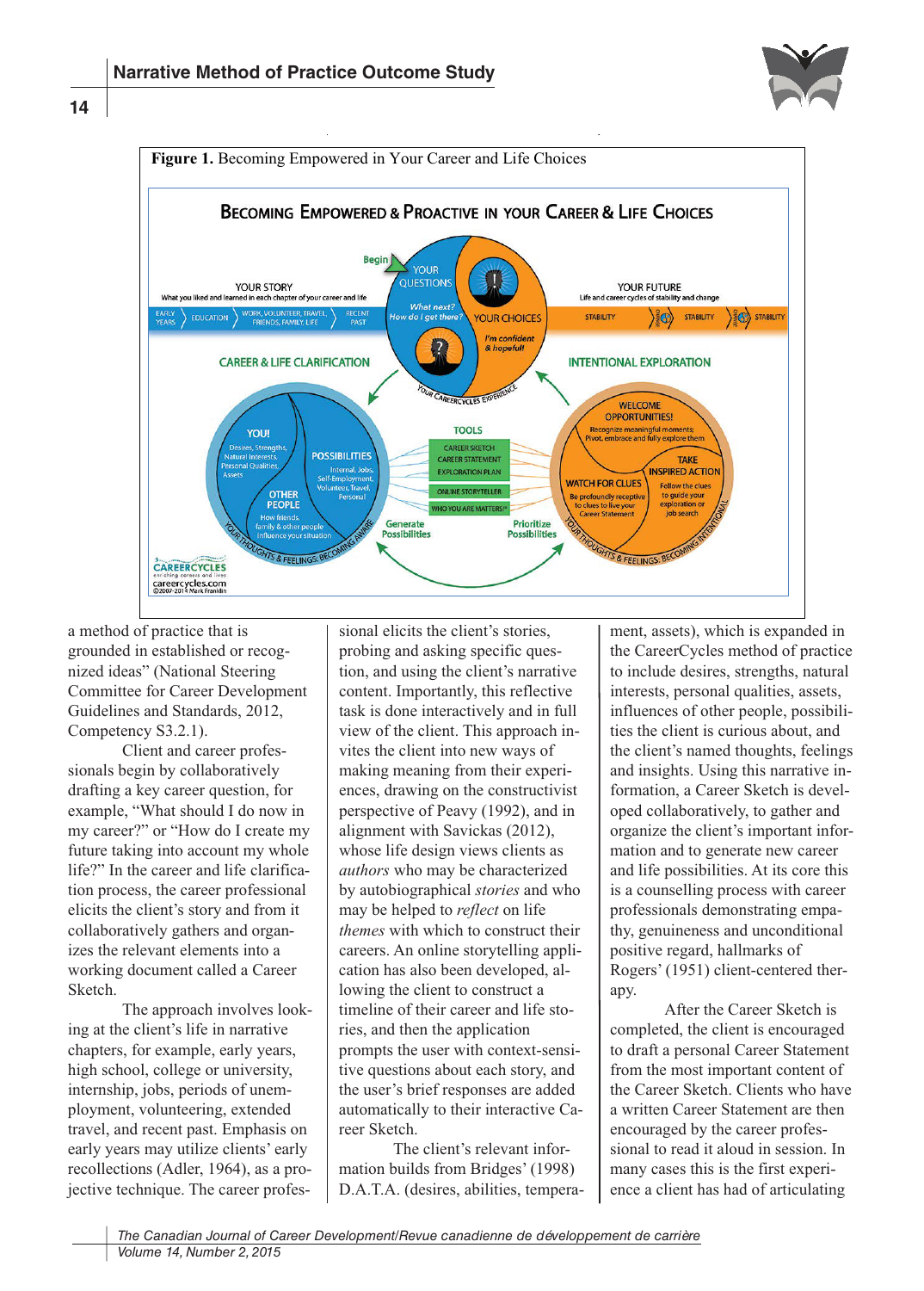**Figure 1.** Becoming Empowered in Your Career and Life Choices

a method of practice that is grounded in established or recognized ideas" (National Steering Committee for Career Development Guidelines and Standards, 2012, Competency S3.2.1).

Client and career professionals begin by collaboratively drafting a key career question, for example, "What should I do now in my career?" or "How do I create my future taking into account my whole life?" In the career and life clarification process, the career professional elicits the client's story and from it collaboratively gathers and organizes the relevant elements into a working document called a Career Sketch.

The approach involves looking at the client's life in narrative chapters, for example, early years, high school, college or university, internship, jobs, periods of unemployment, volunteering, extended travel, and recent past. Emphasis on early years may utilize clients' early recollections (Adler, 1964), as a projective technique. The career professional elicits the client's stories, probing and asking specific question, and using the client's narrative content. Importantly, this reflective task is done interactively and in full view of the client. This approach invites the client into new ways of making meaning from their experiences, drawing on the constructivist perspective of Peavy (1992), and in alignment with Savickas (2012), whose life design views clients as *authors* who may be characterized by autobiographical *stories* and who may be helped to *reflect* on life *themes* with which to construct their careers. An online storytelling application has also been developed, allowing the client to construct a timeline of their career and life stories, and then the application prompts the user with context-sensitive questions about each story, and the user's brief responses are added automatically to their interactive Career Sketch.

The client's relevant information builds from Bridges' (1998) D.A.T.A. (desires, abilities, temperament, assets), which is expanded in the CareerCycles method of practice to include desires, strengths, natural interests, personal qualities, assets, influences of other people, possibilities the client is curious about, and the client's named thoughts, feelings and insights. Using this narrative information, a Career Sketch is developed collaboratively, to gather and organize the client's important information and to generate new career and life possibilities. At its core this is a counselling process with career professionals demonstrating empathy, genuineness and unconditional positive regard, hallmarks of Rogers' (1951) client-centered therapy.

After the Career Sketch is completed, the client is encouraged to draft a personal Career Statement from the most important content of the Career Sketch. Clients who have a written Career Statement are then encouraged by the career professional to read it aloud in session. In many cases this is the first experience a client has had of articulating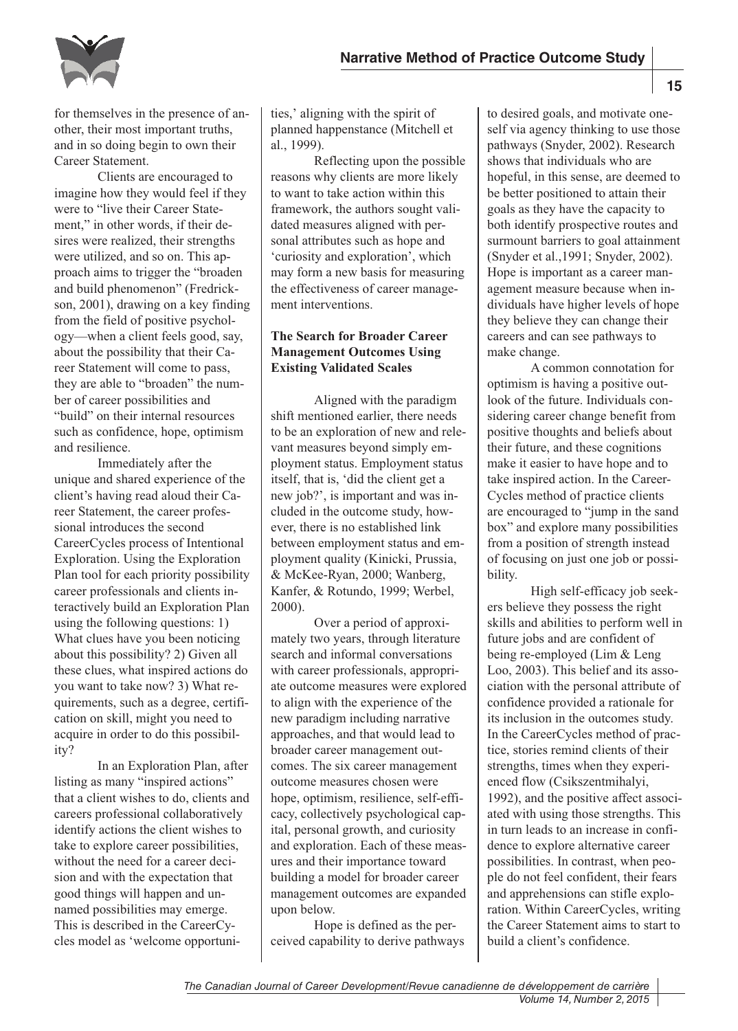for themselves in the presence of another, their most important truths, and in so doing begin to own their Career Statement.

Clients are encouraged to imagine how they would feel if they were to "live their Career Statement," in other words, if their desires were realized, their strengths were utilized, and so on. This approach aims to trigger the "broaden and build phenomenon" (Fredrickson, 2001), drawing on a key finding from the field of positive psychology—when a client feels good, say, about the possibility that their Career Statement will come to pass, they are able to "broaden" the number of career possibilities and "build" on their internal resources such as confidence, hope, optimism and resilience.

Immediately after the unique and shared experience of the client's having read aloud their Career Statement, the career professional introduces the second CareerCycles process of Intentional Exploration. Using the Exploration Plan tool for each priority possibility career professionals and clients interactively build an Exploration Plan using the following questions: 1) What clues have you been noticing about this possibility? 2) Given all these clues, what inspired actions do you want to take now? 3) What requirements, such as a degree, certification on skill, might you need to acquire in order to do this possibility?

In an Exploration Plan, after listing as many "inspired actions" that a client wishes to do, clients and careers professional collaboratively identify actions the client wishes to take to explore career possibilities, without the need for a career decision and with the expectation that good things will happen and unnamed possibilities may emerge. This is described in the CareerCycles model as 'welcome opportunities,' aligning with the spirit of planned happenstance (Mitchell et al., 1999).

Reflecting upon the possible reasons why clients are more likely to want to take action within this framework, the authors sought validated measures aligned with personal attributes such as hope and 'curiosity and exploration', which may form a new basis for measuring the effectiveness of career management interventions.

### The Search for Broader Career Management Outcomes Using Existing Validated Scales

Aligned with the paradigm shift mentioned earlier, there needs to be an exploration of new and relevant measures beyond simply employment status. Employment status itself, that is, 'did the client get a new job?', is important and was included in the outcome study, however, there is no established link between employment status and employment quality (Kinicki, Prussia, & McKee-Ryan, 2000; Wanberg, Kanfer, & Rotundo, 1999; Werbel, 2000).

Over a period of approximately two years, through literature search and informal conversations with career professionals, appropriate outcome measures were explored to align with the experience of the new paradigm including narrative approaches, and that would lead to broader career management outcomes. The six career management outcome measures chosen were hope, optimism, resilience, self-efficacy, collectively psychological capital, personal growth, and curiosity and exploration. Each of these measures and their importance toward building a model for broader career management outcomes are expanded upon below.

Hope is defined as the perceived capability to derive pathways to desired goals, and motivate oneself via agency thinking to use those pathways (Snyder, 2002). Research shows that individuals who are hopeful, in this sense, are deemed to be better positioned to attain their goals as they have the capacity to both identify prospective routes and surmount barriers to goal attainment (Snyder et al.,1991; Snyder, 2002). Hope is important as a career management measure because when individuals have higher levels of hope they believe they can change their careers and can see pathways to make change.

A common connotation for optimism is having a positive outlook of the future. Individuals considering career change benefit from positive thoughts and beliefs about their future, and these cognitions make it easier to have hope and to take inspired action. In the CareerCycles method of practice clients are encouraged to "jump in the sand box" and explore many possibilities from a position of strength instead of focusing on just one job or possibility.

High self-efficacy job seekers believe they possess the right skills and abilities to perform well in future jobs and are confident of being re-employed (Lim & Leng Loo, 2003). This belief and its association with the personal attribute of confidence provided a rationale for its inclusion in the outcomes study. In the CareerCycles method of practice, stories remind clients of their strengths, times when they experienced flow (Csikszentmihalyi, 1992), and the positive affect associated with using those strengths. This in turn leads to an increase in confidence to explore alternative career possibilities. In contrast, when people do not feel confident, their fears and apprehensions can stifle exploration. Within CareerCycles, writing the Career Statement aims to start to build a client's confidence.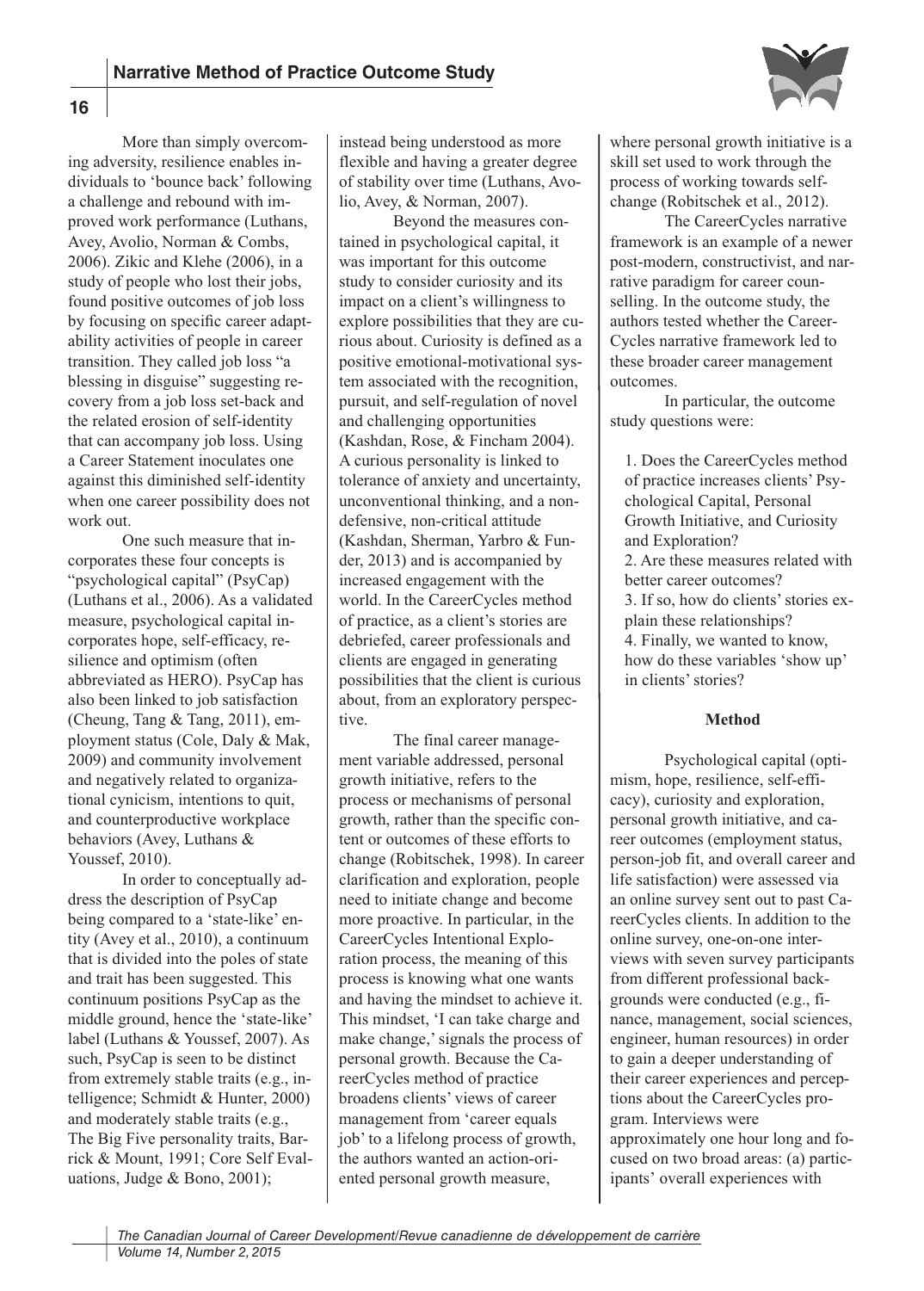More than simply overcoming adversity, resilience enables individuals to 'bounce back' following a challenge and rebound with improved work performance (Luthans, Avey, Avolio, Norman & Combs, 2006). Zikic and Klehe (2006), in a study of people who lost their jobs, found positive outcomes of job loss by focusing on specific career adaptability activities of people in career transition. They called job loss "a blessing in disguise" suggesting recovery from a job loss set-back and the related erosion of self-identity that can accompany job loss. Using a Career Statement inoculates one against this diminished self-identity when one career possibility does not work out.

One such measure that incorporates these four concepts is "psychological capital" (PsyCap) (Luthans et al., 2006). As a validated measure, psychological capital incorporates hope, self-efficacy, resilience and optimism (often abbreviated as HERO). PsyCap has also been linked to job satisfaction (Cheung, Tang & Tang, 2011), employment status (Cole, Daly & Mak, 2009) and community involvement and negatively related to organizational cynicism, intentions to quit, and counterproductive workplace behaviors (Avey, Luthans & Youssef, 2010).

In order to conceptually address the description of PsyCap being compared to a 'state-like' entity (Avey et al., 2010), a continuum that is divided into the poles of state and trait has been suggested. This continuum positions PsyCap as the middle ground, hence the 'state-like' label (Luthans & Youssef, 2007). As such, PsyCap is seen to be distinct from extremely stable traits (e.g., intelligence; Schmidt & Hunter, 2000) and moderately stable traits (e.g., The Big Five personality traits, Barrick & Mount, 1991; Core Self Evaluations, Judge & Bono, 2001); instead being understood as more flexible and having a greater degree of stability over time (Luthans, Avolio, Avey, & Norman, 2007).

Beyond the measures contained in psychological capital, it was important for this outcome study to consider curiosity and its impact on a client's willingness to explore possibilities that they are curious about. Curiosity is defined as a positive emotional-motivational system associated with the recognition, pursuit, and self-regulation of novel and challenging opportunities (Kashdan, Rose, & Fincham 2004). A curious personality is linked to tolerance of anxiety and uncertainty, unconventional thinking, and a non-defensive, non-critical attitude (Kashdan, Sherman, Yarbro & Funder, 2013) and is accompanied by increased engagement with the world. In the CareerCycles method of practice, as a client's stories are debriefed, career professionals and clients are engaged in generating possibilities that the client is curious about, from an exploratory perspective.

The final career management variable addressed, personal growth initiative, refers to the process or mechanisms of personal growth, rather than the specific content or outcomes of these efforts to change (Robitschek, 1998). In career clarification and exploration, people need to initiate change and become more proactive. In particular, in the CareerCycles Intentional Exploration process, the meaning of this process is knowing what one wants and having the mindset to achieve it. This mindset, 'I can take charge and make change,' signals the process of personal growth. Because the CareerCycles method of practice broadens clients' views of career management from 'career equals job' to a lifelong process of growth, the authors wanted an action-oriented personal growth measure, where personal growth initiative is a skill set used to work through the process of working towards self-change (Robitschek et al., 2012).

The CareerCycles narrative framework is an example of a newer post-modern, constructivist, and narrative paradigm for career counselling. In the outcome study, the authors tested whether the CareerCycles narrative framework led to these broader career management outcomes.

In particular, the outcome study questions were:

1. Does the CareerCycles method of practice increases clients' Psychological Capital, Personal Growth Initiative, and Curiosity and Exploration?
2. Are these measures related with better career outcomes?
3. If so, how do clients' stories explain these relationships?
4. Finally, we wanted to know, how do these variables 'show up' in clients' stories?

## Method

Psychological capital (optimism, hope, resilience, self-efficacy), curiosity and exploration, personal growth initiative, and career outcomes (employment status, person-job fit, and overall career and life satisfaction) were assessed via an online survey sent out to past CareerCycles clients. In addition to the online survey, one-on-one interviews with seven survey participants from different professional backgrounds were conducted (e.g., finance, management, social sciences, engineer, human resources) in order to gain a deeper understanding of their career experiences and perceptions about the CareerCycles program. Interviews were approximately one hour long and focused on two broad areas: (a) participants' overall experiences with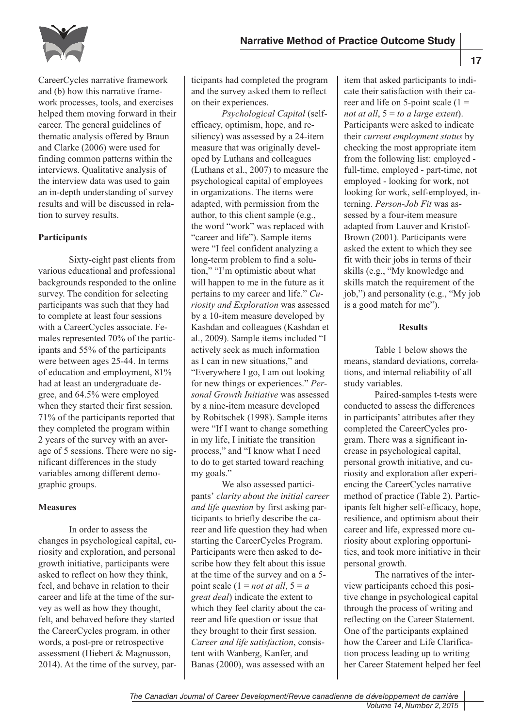CareerCycles narrative framework and (b) how this narrative framework processes, tools, and exercises helped them moving forward in their career. The general guidelines of thematic analysis offered by Braun and Clarke (2006) were used for finding common patterns within the interviews. Qualitative analysis of the interview data was used to gain an in-depth understanding of survey results and will be discussed in relation to survey results.

**Participants**

Sixty-eight past clients from various educational and professional backgrounds responded to the online survey. The condition for selecting participants was such that they had to complete at least four sessions with a CareerCycles associate. Females represented 70% of the participants and 55% of the participants were between ages 25-44. In terms of education and employment, 81% had at least an undergraduate degree, and 64.5% were employed when they started their first session. 71% of the participants reported that they completed the program within 2 years of the survey with an average of 5 sessions. There were no significant differences in the study variables among different demographic groups.

**Measures**

In order to assess the changes in psychological capital, curiosity and exploration, and personal growth initiative, participants were asked to reflect on how they think, feel, and behave in relation to their career and life at the time of the survey as well as how they thought, felt, and behaved before they started the CareerCycles program, in other words, a post-pre or retrospective assessment (Hiebert & Magnusson, 2014). At the time of the survey, participants had completed the program and the survey asked them to reflect on their experiences.

*Psychological Capital* (self-efficacy, optimism, hope, and resiliency) was assessed by a 24-item measure that was originally developed by Luthans and colleagues (Luthans et al., 2007) to measure the psychological capital of employees in organizations. The items were adapted, with permission from the author, to this client sample (e.g., the word "work" was replaced with "career and life"). Sample items were "I feel confident analyzing a long-term problem to find a solution," "I'm optimistic about what will happen to me in the future as it pertains to my career and life." *Curiosity and Exploration* was assessed by a 10-item measure developed by Kashdan and colleagues (Kashdan et al., 2009). Sample items included "I actively seek as much information as I can in new situations," and "Everywhere I go, I am out looking for new things or experiences." *Personal Growth Initiative* was assessed by a nine-item measure developed by Robitschek (1998). Sample items were "If I want to change something in my life, I initiate the transition process," and "I know what I need to do to get started toward reaching my goals."

We also assessed participants' *clarity about the initial career and life question* by first asking participants to briefly describe the career and life question they had when starting the CareerCycles Program. Participants were then asked to describe how they felt about this issue at the time of the survey and on a 5-point scale (1 = *not at all*, 5 = *a great deal*) indicate the extent to which they feel clarity about the career and life question or issue that they brought to their first session. *Career and life satisfaction*, consistent with Wanberg, Kanfer, and Banas (2000), was assessed with an item that asked participants to indicate their satisfaction with their career and life on 5-point scale (1 = *not at all*, 5 = *to a large extent*). Participants were asked to indicate their *current employment status* by checking the most appropriate item from the following list: employed - full-time, employed - part-time, not employed - looking for work, not looking for work, self-employed, interning. *Person-Job Fit* was assessed by a four-item measure adapted from Lauver and Kristof-Brown (2001). Participants were asked the extent to which they see fit with their jobs in terms of their skills (e.g., "My knowledge and skills match the requirement of the job,") and personality (e.g., "My job is a good match for me").

**Results**

Table 1 below shows the means, standard deviations, correlations, and internal reliability of all study variables.

Paired-samples t-tests were conducted to assess the differences in participants' attributes after they completed the CareerCycles program. There was a significant increase in psychological capital, personal growth initiative, and curiosity and exploration after experiencing the CareerCycles narrative method of practice (Table 2). Participants felt higher self-efficacy, hope, resilience, and optimism about their career and life, expressed more curiosity about exploring opportunities, and took more initiative in their personal growth.

The narratives of the interview participants echoed this positive change in psychological capital through the process of writing and reflecting on the Career Statement. One of the participants explained how the Career and Life Clarification process leading up to writing her Career Statement helped her feel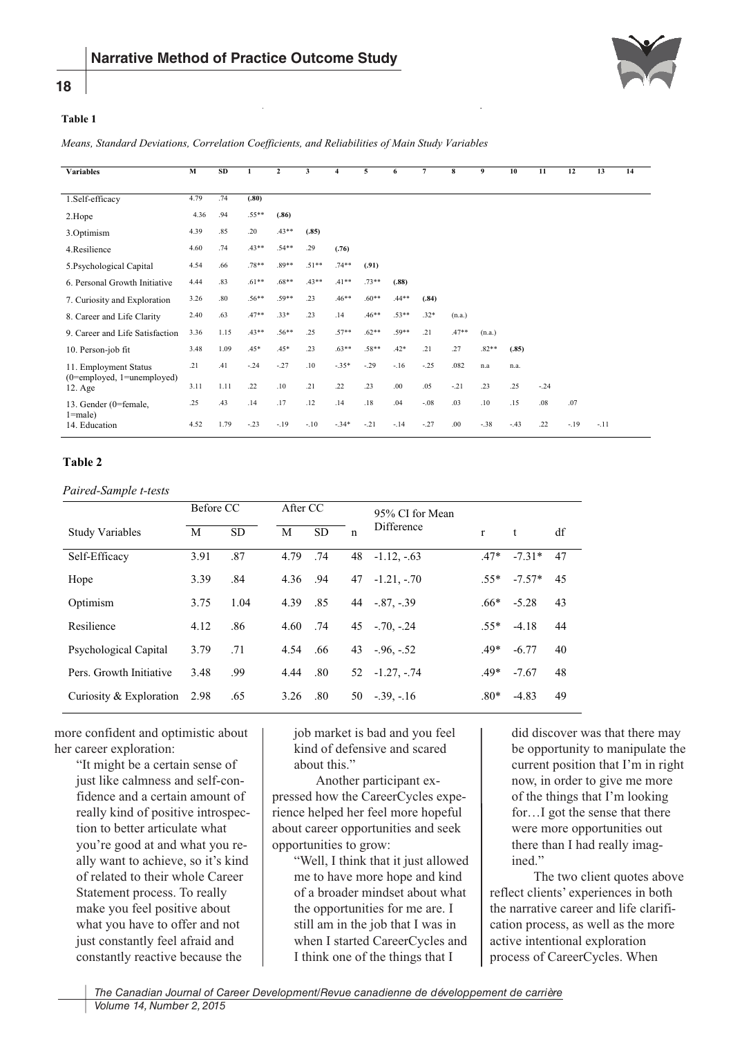**Table 1**

*Means, Standard Deviations, Correlation Coefficients, and Reliabilities of Main Study Variables*

| Variables | M | SD | 1 | 2 | 3 | 4 | 5 | 6 | 7 | 8 | 9 | 10 | 11 | 12 | 13 | 14 |
|---|---|---|---|---|---|---|---|---|---|---|---|---|---|---|---|---|
| 1.Self-efficacy | 4.79 | .74 | (.80) | | | | | | | | | | | | | |
| 2.Hope | 4.36 | .94 | .55** | (.86) | | | | | | | | | | | | |
| 3.Optimism | 4.39 | .85 | .20 | .43** | (.85) | | | | | | | | | | | |
| 4.Resilience | 4.60 | .74 | .43** | .54** | .29 | (.76) | | | | | | | | | | |
| 5.Psychological Capital | 4.54 | .66 | .78** | .89** | .51** | .74** | (.91) | | | | | | | | | |
| 6. Personal Growth Initiative | 4.44 | .83 | .61** | .68** | .43** | .41** | .73** | (.88) | | | | | | | | |
| 7. Curiosity and Exploration | 3.26 | .80 | .56** | .59** | .23 | .46** | .60** | .44** | (.84) | | | | | | | |
| 8. Career and Life Clarity | 2.40 | .63 | .47** | .33* | .23 | .14 | .46** | .53** | .32* | (n.a.) | | | | | | |
| 9. Career and Life Satisfaction | 3.36 | 1.15 | .43** | .56** | .25 | .57** | .62** | .59** | .21 | .47** | (n.a.) | | | | | |
| 10. Person-job fit | 3.48 | 1.09 | .45* | .45* | .23 | .63** | .58** | .42* | .21 | .27 | .82** | (.85) | | | | |
| 11. Employment Status (0=employed, 1=unemployed) | .21 | .41 | -.24 | -.27 | .10 | -.35* | -.29 | -.16 | -.25 | .082 | n.a | n.a. | | | | |
| 12. Age | 3.11 | 1.11 | .22 | .10 | .21 | .22 | .23 | .00 | .05 | -.21 | .23 | .25 | -.24 | | | |
| 13. Gender (0=female, 1=male) | .25 | .43 | .14 | .17 | .12 | .14 | .18 | .04 | -.08 | .03 | .10 | .15 | .08 | .07 | | |
| 14. Education | 4.52 | 1.79 | -.23 | -.19 | -.10 | -.34* | -.21 | -.14 | -.27 | .00 | -.38 | -.43 | .22 | -.19 | -.11 | |

**Table 2**

*Paired-Sample t-tests*

| | Before CC | | After CC | | | 95% CI for Mean | | | |
|---|---|---|---|---|---|---|---|---|---|
| Study Variables | M | SD | M | SD | n | Difference | r | t | df |
| Self-Efficacy | 3.91 | .87 | 4.79 | .74 | 48 | -1.12, -.63 | .47* | -7.31* | 47 |
| Hope | 3.39 | .84 | 4.36 | .94 | 47 | -1.21, -.70 | .55* | -7.57* | 45 |
| Optimism | 3.75 | 1.04 | 4.39 | .85 | 44 | -.87, -.39 | .66* | -5.28 | 43 |
| Resilience | 4.12 | .86 | 4.60 | .74 | 45 | -.70, -.24 | .55* | -4.18 | 44 |
| Psychological Capital | 3.79 | .71 | 4.54 | .66 | 43 | -.96, -.52 | .49* | -6.77 | 40 |
| Pers. Growth Initiative | 3.48 | .99 | 4.44 | .80 | 52 | -1.27, -.74 | .49* | -7.67 | 48 |
| Curiosity & Exploration | 2.98 | .65 | 3.26 | .80 | 50 | -.39, -.16 | .80* | -4.83 | 49 |

more confident and optimistic about her career exploration:

> "It might be a certain sense of just like calmness and self-confidence and a certain amount of really kind of positive introspection to better articulate what you're good at and what you really want to achieve, so it's kind of related to their whole Career Statement process. To really make you feel positive about what you have to offer and not just constantly feel afraid and constantly reactive because the job market is bad and you feel kind of defensive and scared about this."

Another participant expressed how the CareerCycles experience helped her feel more hopeful about career opportunities and seek opportunities to grow:

> "Well, I think that it just allowed me to have more hope and kind of a broader mindset about what the opportunities for me are. I still am in the job that I was in when I started CareerCycles and I think one of the things that I did discover was that there may be opportunity to manipulate the current position that I'm in right now, in order to give me more of the things that I'm looking for…I got the sense that there were more opportunities out there than I had really imagined."

The two client quotes above reflect clients' experiences in both the narrative career and life clarification process, as well as the more active intentional exploration process of CareerCycles. When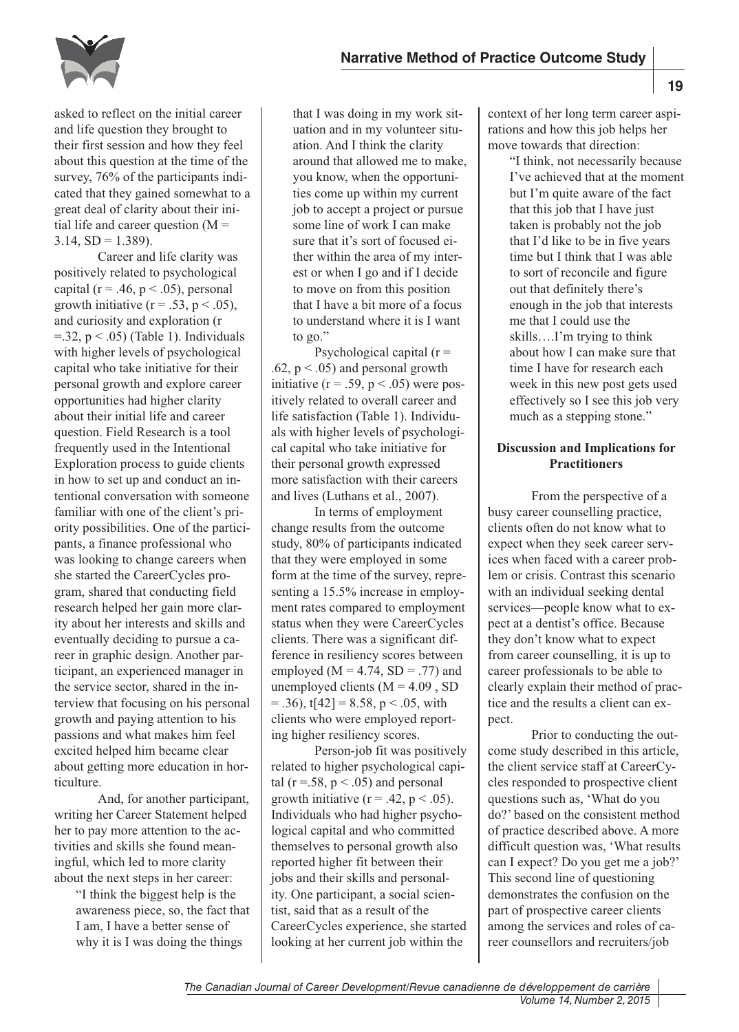asked to reflect on the initial career and life question they brought to their first session and how they feel about this question at the time of the survey, 76% of the participants indicated that they gained somewhat to a great deal of clarity about their initial life and career question ($M = 3.14$, $SD = 1.389$).

Career and life clarity was positively related to psychological capital ($r = .46$, $p < .05$), personal growth initiative ($r = .53$, $p < .05$), and curiosity and exploration ($r = .32$, $p < .05$) (Table 1). Individuals with higher levels of psychological capital who take initiative for their personal growth and explore career opportunities had higher clarity about their initial life and career question. Field Research is a tool frequently used in the Intentional Exploration process to guide clients in how to set up and conduct an intentional conversation with someone familiar with one of the client's priority possibilities. One of the participants, a finance professional who was looking to change careers when she started the CareerCycles program, shared that conducting field research helped her gain more clarity about her interests and skills and eventually deciding to pursue a career in graphic design. Another participant, an experienced manager in the service sector, shared in the interview that focusing on his personal growth and paying attention to his passions and what makes him feel excited helped him became clear about getting more education in horticulture.

And, for another participant, writing her Career Statement helped her to pay more attention to the activities and skills she found meaningful, which led to more clarity about the next steps in her career:

> "I think the biggest help is the awareness piece, so, the fact that I am, I have a better sense of why it is I was doing the things that I was doing in my work situation and in my volunteer situation. And I think the clarity around that allowed me to make, you know, when the opportunities come up within my current job to accept a project or pursue some line of work I can make sure that it's sort of focused either within the area of my interest or when I go and if I decide to move on from this position that I have a bit more of a focus to understand where it is I want to go."

Psychological capital ($r = .62$, $p < .05$) and personal growth initiative ($r = .59$, $p < .05$) were positively related to overall career and life satisfaction (Table 1). Individuals with higher levels of psychological capital who take initiative for their personal growth expressed more satisfaction with their careers and lives (Luthans et al., 2007).

In terms of employment change results from the outcome study, 80% of participants indicated that they were employed in some form at the time of the survey, representing a 15.5% increase in employment rates compared to employment status when they were CareerCycles clients. There was a significant difference in resiliency scores between employed ($M = 4.74$, $SD = .77$) and unemployed clients ($M = 4.09$ , $SD = .36$), $t[42] = 8.58$, $p < .05$, with clients who were employed reporting higher resiliency scores.

Person-job fit was positively related to higher psychological capital ($r = .58$, $p < .05$) and personal growth initiative ($r = .42$, $p < .05$). Individuals who had higher psychological capital and who committed themselves to personal growth also reported higher fit between their jobs and their skills and personality. One participant, a social scientist, said that as a result of the CareerCycles experience, she started looking at her current job within the context of her long term career aspirations and how this job helps her move towards that direction:

> "I think, not necessarily because I've achieved that at the moment but I'm quite aware of the fact that this job that I have just taken is probably not the job that I'd like to be in five years time but I think that I was able to sort of reconcile and figure out that definitely there's enough in the job that interests me that I could use the skills….I'm trying to think about how I can make sure that time I have for research each week in this new post gets used effectively so I see this job very much as a stepping stone."

## Discussion and Implications for Practitioners

From the perspective of a busy career counselling practice, clients often do not know what to expect when they seek career services when faced with a career problem or crisis. Contrast this scenario with an individual seeking dental services—people know what to expect at a dentist's office. Because they don't know what to expect from career counselling, it is up to career professionals to be able to clearly explain their method of practice and the results a client can expect.

Prior to conducting the outcome study described in this article, the client service staff at CareerCycles responded to prospective client questions such as, 'What do you do?' based on the consistent method of practice described above. A more difficult question was, 'What results can I expect? Do you get me a job?' This second line of questioning demonstrates the confusion on the part of prospective career clients among the services and roles of career counsellors and recruiters/job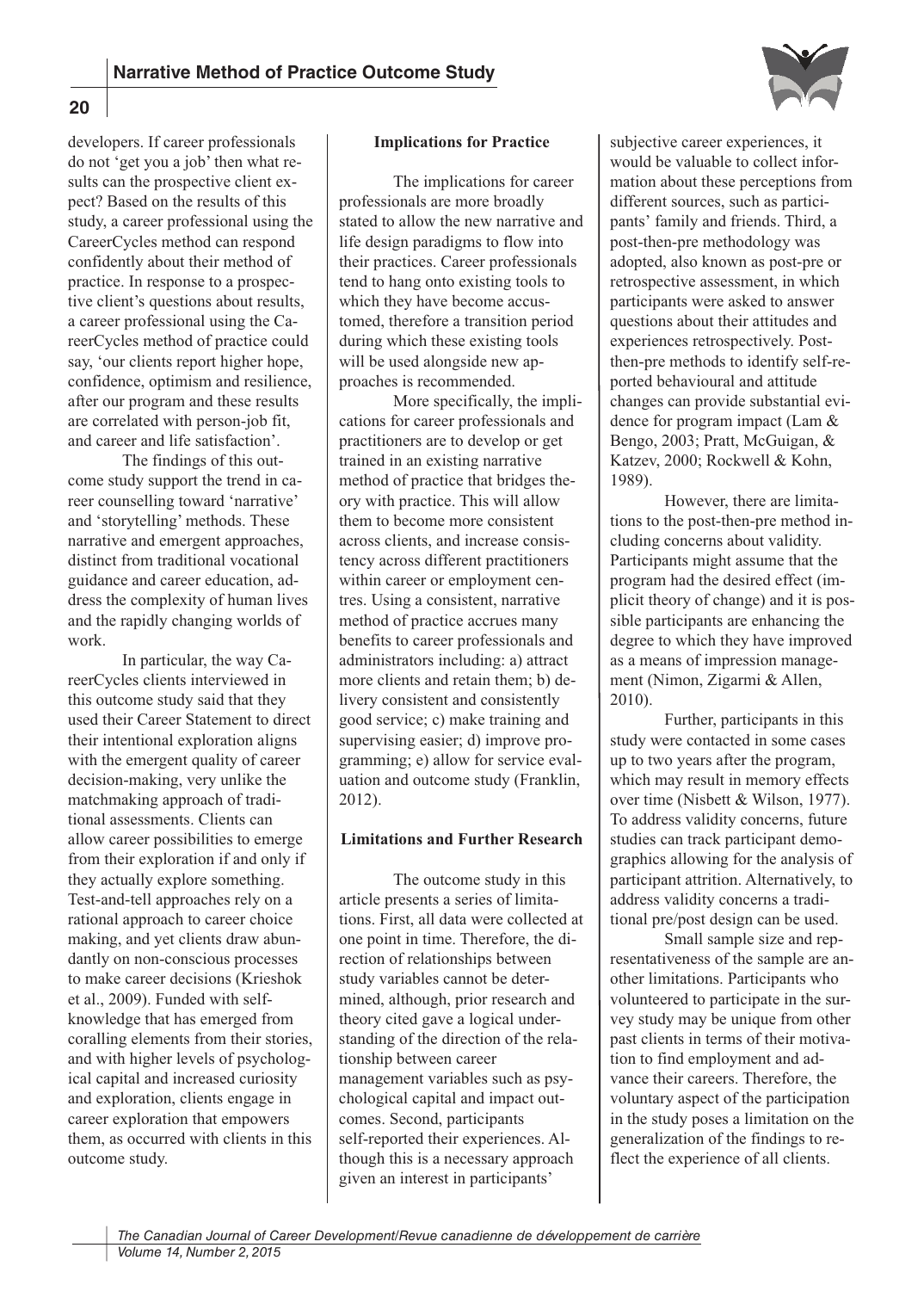developers. If career professionals do not 'get you a job' then what results can the prospective client expect? Based on the results of this study, a career professional using the CareerCycles method can respond confidently about their method of practice. In response to a prospective client's questions about results, a career professional using the CareerCycles method of practice could say, 'our clients report higher hope, confidence, optimism and resilience, after our program and these results are correlated with person-job fit, and career and life satisfaction'.

The findings of this outcome study support the trend in career counselling toward 'narrative' and 'storytelling' methods. These narrative and emergent approaches, distinct from traditional vocational guidance and career education, address the complexity of human lives and the rapidly changing worlds of work.

In particular, the way CareerCycles clients interviewed in this outcome study said that they used their Career Statement to direct their intentional exploration aligns with the emergent quality of career decision-making, very unlike the matchmaking approach of traditional assessments. Clients can allow career possibilities to emerge from their exploration if and only if they actually explore something. Test-and-tell approaches rely on a rational approach to career choice making, and yet clients draw abundantly on non-conscious processes to make career decisions (Krieshok et al., 2009). Funded with self-knowledge that has emerged from coralling elements from their stories, and with higher levels of psychological capital and increased curiosity and exploration, clients engage in career exploration that empowers them, as occurred with clients in this outcome study.

**Implications for Practice**

The implications for career professionals are more broadly stated to allow the new narrative and life design paradigms to flow into their practices. Career professionals tend to hang onto existing tools to which they have become accustomed, therefore a transition period during which these existing tools will be used alongside new approaches is recommended.

More specifically, the implications for career professionals and practitioners are to develop or get trained in an existing narrative method of practice that bridges theory with practice. This will allow them to become more consistent across clients, and increase consistency across different practitioners within career or employment centres. Using a consistent, narrative method of practice accrues many benefits to career professionals and administrators including: a) attract more clients and retain them; b) delivery consistent and consistently good service; c) make training and supervising easier; d) improve programming; e) allow for service evaluation and outcome study (Franklin, 2012).

**Limitations and Further Research**

The outcome study in this article presents a series of limitations. First, all data were collected at one point in time. Therefore, the direction of relationships between study variables cannot be determined, although, prior research and theory cited gave a logical understanding of the direction of the relationship between career management variables such as psychological capital and impact outcomes. Second, participants self-reported their experiences. Although this is a necessary approach given an interest in participants' subjective career experiences, it would be valuable to collect information about these perceptions from different sources, such as participants' family and friends. Third, a post-then-pre methodology was adopted, also known as post-pre or retrospective assessment, in which participants were asked to answer questions about their attitudes and experiences retrospectively. Post-then-pre methods to identify self-reported behavioural and attitude changes can provide substantial evidence for program impact (Lam & Bengo, 2003; Pratt, McGuigan, & Katzev, 2000; Rockwell & Kohn, 1989).

However, there are limitations to the post-then-pre method including concerns about validity. Participants might assume that the program had the desired effect (implicit theory of change) and it is possible participants are enhancing the degree to which they have improved as a means of impression management (Nimon, Zigarmi & Allen, 2010).

Further, participants in this study were contacted in some cases up to two years after the program, which may result in memory effects over time (Nisbett & Wilson, 1977). To address validity concerns, future studies can track participant demographics allowing for the analysis of participant attrition. Alternatively, to address validity concerns a traditional pre/post design can be used.

Small sample size and representativeness of the sample are another limitations. Participants who volunteered to participate in the survey study may be unique from other past clients in terms of their motivation to find employment and advance their careers. Therefore, the voluntary aspect of the participation in the study poses a limitation on the generalization of the findings to reflect the experience of all clients.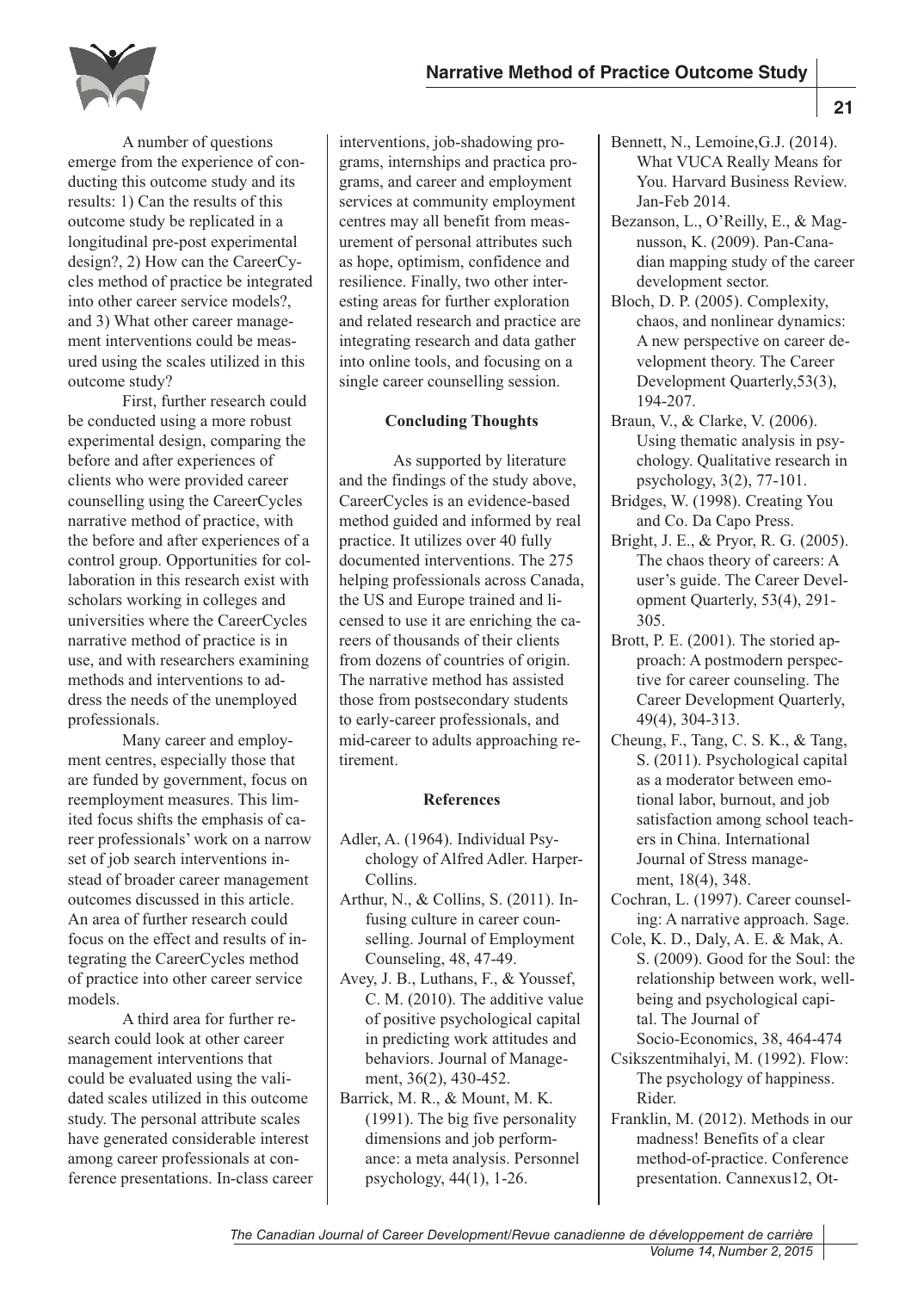A number of questions emerge from the experience of conducting this outcome study and its results: 1) Can the results of this outcome study be replicated in a longitudinal pre-post experimental design?, 2) How can the CareerCycles method of practice be integrated into other career service models?, and 3) What other career management interventions could be measured using the scales utilized in this outcome study?

First, further research could be conducted using a more robust experimental design, comparing the before and after experiences of clients who were provided career counselling using the CareerCycles narrative method of practice, with the before and after experiences of a control group. Opportunities for collaboration in this research exist with scholars working in colleges and universities where the CareerCycles narrative method of practice is in use, and with researchers examining methods and interventions to address the needs of the unemployed professionals.

Many career and employment centres, especially those that are funded by government, focus on reemployment measures. This limited focus shifts the emphasis of career professionals' work on a narrow set of job search interventions instead of broader career management outcomes discussed in this article. An area of further research could focus on the effect and results of integrating the CareerCycles method of practice into other career service models.

A third area for further research could look at other career management interventions that could be evaluated using the validated scales utilized in this outcome study. The personal attribute scales have generated considerable interest among career professionals at conference presentations. In-class career interventions, job-shadowing programs, internships and practica programs, and career and employment services at community employment centres may all benefit from measurement of personal attributes such as hope, optimism, confidence and resilience. Finally, two other interesting areas for further exploration and related research and practice are integrating research and data gather into online tools, and focusing on a single career counselling session.

**Concluding Thoughts**

As supported by literature and the findings of the study above, CareerCycles is an evidence-based method guided and informed by real practice. It utilizes over 40 fully documented interventions. The 275 helping professionals across Canada, the US and Europe trained and licensed to use it are enriching the careers of thousands of their clients from dozens of countries of origin. The narrative method has assisted those from postsecondary students to early-career professionals, and mid-career to adults approaching retirement.

**References**

Adler, A. (1964). Individual Psychology of Alfred Adler. Harper-Collins.

Arthur, N., & Collins, S. (2011). Infusing culture in career counselling. Journal of Employment Counseling, 48, 47-49.

Avey, J. B., Luthans, F., & Youssef, C. M. (2010). The additive value of positive psychological capital in predicting work attitudes and behaviors. Journal of Management, 36(2), 430-452.

Barrick, M. R., & Mount, M. K. (1991). The big five personality dimensions and job performance: a meta analysis. Personnel psychology, 44(1), 1-26.

Bennett, N., Lemoine,G.J. (2014). What VUCA Really Means for You. Harvard Business Review. Jan-Feb 2014.

Bezanson, L., O'Reilly, E., & Magnusson, K. (2009). Pan-Canadian mapping study of the career development sector.

Bloch, D. P. (2005). Complexity, chaos, and nonlinear dynamics: A new perspective on career development theory. The Career Development Quarterly,53(3), 194-207.

Braun, V., & Clarke, V. (2006). Using thematic analysis in psychology. Qualitative research in psychology, 3(2), 77-101.

Bridges, W. (1998). Creating You and Co. Da Capo Press.

Bright, J. E., & Pryor, R. G. (2005). The chaos theory of careers: A user's guide. The Career Development Quarterly, 53(4), 291-305.

Brott, P. E. (2001). The storied approach: A postmodern perspective for career counseling. The Career Development Quarterly, 49(4), 304-313.

Cheung, F., Tang, C. S. K., & Tang, S. (2011). Psychological capital as a moderator between emotional labor, burnout, and job satisfaction among school teachers in China. International Journal of Stress management, 18(4), 348.

Cochran, L. (1997). Career counseling: A narrative approach. Sage.

Cole, K. D., Daly, A. E. & Mak, A. S. (2009). Good for the Soul: the relationship between work, wellbeing and psychological capital. The Journal of Socio-Economics, 38, 464-474

Csikszentmihalyi, M. (1992). Flow: The psychology of happiness. Rider.

Franklin, M. (2012). Methods in our madness! Benefits of a clear method-of-practice. Conference presentation. Cannexus12, Ot-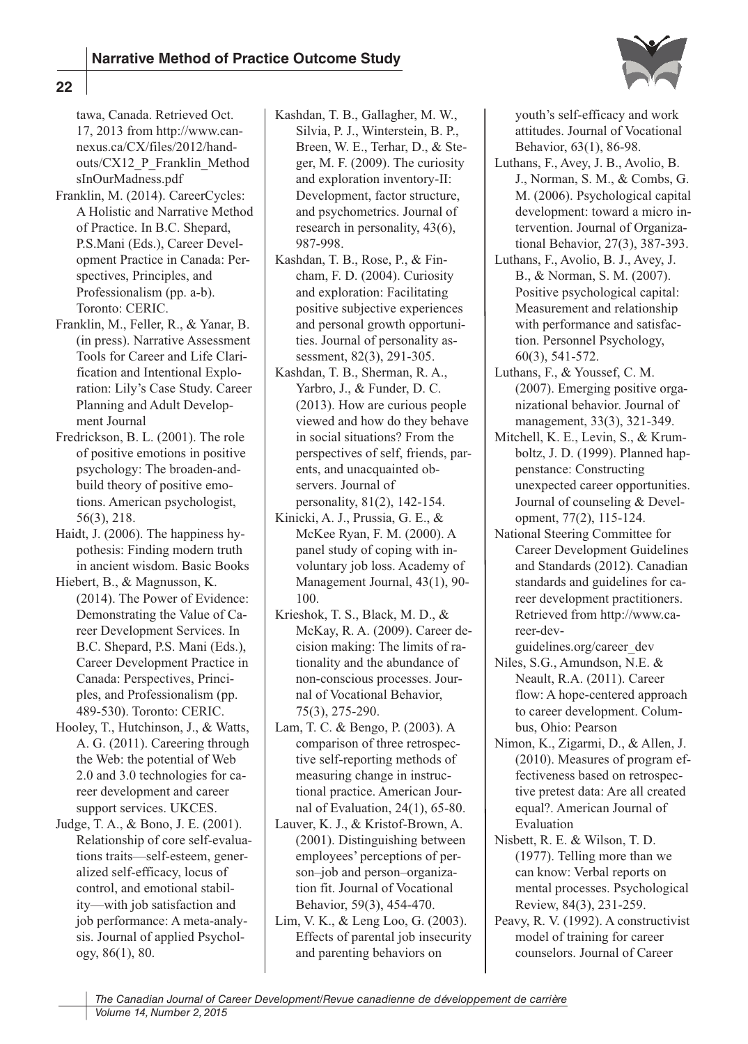tawa, Canada. Retrieved Oct. 17, 2013 from http://www.cannexus.ca/CX/files/2012/handouts/CX12_P_Franklin_MethodsInOurMadness.pdf

Franklin, M. (2014). CareerCycles: A Holistic and Narrative Method of Practice. In B.C. Shepard, P.S.Mani (Eds.), Career Development Practice in Canada: Perspectives, Principles, and Professionalism (pp. a-b). Toronto: CERIC.

Franklin, M., Feller, R., & Yanar, B. (in press). Narrative Assessment Tools for Career and Life Clarification and Intentional Exploration: Lily's Case Study. Career Planning and Adult Development Journal

Fredrickson, B. L. (2001). The role of positive emotions in positive psychology: The broaden-and-build theory of positive emotions. American psychologist, 56(3), 218.

Haidt, J. (2006). The happiness hypothesis: Finding modern truth in ancient wisdom. Basic Books

Hiebert, B., & Magnusson, K. (2014). The Power of Evidence: Demonstrating the Value of Career Development Services. In B.C. Shepard, P.S. Mani (Eds.), Career Development Practice in Canada: Perspectives, Principles, and Professionalism (pp. 489-530). Toronto: CERIC.

Hooley, T., Hutchinson, J., & Watts, A. G. (2011). Careering through the Web: the potential of Web 2.0 and 3.0 technologies for career development and career support services. UKCES.

Judge, T. A., & Bono, J. E. (2001). Relationship of core self-evaluations traits—self-esteem, generalized self-efficacy, locus of control, and emotional stability—with job satisfaction and job performance: A meta-analysis. Journal of applied Psychology, 86(1), 80.

Kashdan, T. B., Gallagher, M. W., Silvia, P. J., Winterstein, B. P., Breen, W. E., Terhar, D., & Steger, M. F. (2009). The curiosity and exploration inventory-II: Development, factor structure, and psychometrics. Journal of research in personality, 43(6), 987-998.

Kashdan, T. B., Rose, P., & Fincham, F. D. (2004). Curiosity and exploration: Facilitating positive subjective experiences and personal growth opportunities. Journal of personality assessment, 82(3), 291-305.

Kashdan, T. B., Sherman, R. A., Yarbro, J., & Funder, D. C. (2013). How are curious people viewed and how do they behave in social situations? From the perspectives of self, friends, parents, and unacquainted observers. Journal of personality, 81(2), 142-154.

Kinicki, A. J., Prussia, G. E., & McKee Ryan, F. M. (2000). A panel study of coping with involuntary job loss. Academy of Management Journal, 43(1), 90-100.

Krieshok, T. S., Black, M. D., & McKay, R. A. (2009). Career decision making: The limits of rationality and the abundance of non-conscious processes. Journal of Vocational Behavior, 75(3), 275-290.

Lam, T. C. & Bengo, P. (2003). A comparison of three retrospective self-reporting methods of measuring change in instructional practice. American Journal of Evaluation, 24(1), 65-80.

Lauver, K. J., & Kristof-Brown, A. (2001). Distinguishing between employees' perceptions of person–job and person–organization fit. Journal of Vocational Behavior, 59(3), 454-470.

Lim, V. K., & Leng Loo, G. (2003). Effects of parental job insecurity and parenting behaviors on youth's self-efficacy and work attitudes. Journal of Vocational Behavior, 63(1), 86-98.

Luthans, F., Avey, J. B., Avolio, B. J., Norman, S. M., & Combs, G. M. (2006). Psychological capital development: toward a micro intervention. Journal of Organizational Behavior, 27(3), 387-393.

Luthans, F., Avolio, B. J., Avey, J. B., & Norman, S. M. (2007). Positive psychological capital: Measurement and relationship with performance and satisfaction. Personnel Psychology, 60(3), 541-572.

Luthans, F., & Youssef, C. M. (2007). Emerging positive organizational behavior. Journal of management, 33(3), 321-349.

Mitchell, K. E., Levin, S., & Krumboltz, J. D. (1999). Planned happenstance: Constructing unexpected career opportunities. Journal of counseling & Development, 77(2), 115-124.

National Steering Committee for Career Development Guidelines and Standards (2012). Canadian standards and guidelines for career development practitioners. Retrieved from http://www.career-dev-guidelines.org/career_dev

Niles, S.G., Amundson, N.E. & Neault, R.A. (2011). Career flow: A hope-centered approach to career development. Columbus, Ohio: Pearson

Nimon, K., Zigarmi, D., & Allen, J. (2010). Measures of program effectiveness based on retrospective pretest data: Are all created equal?. American Journal of Evaluation

Nisbett, R. E. & Wilson, T. D. (1977). Telling more than we can know: Verbal reports on mental processes. Psychological Review, 84(3), 231-259.

Peavy, R. V. (1992). A constructivist model of training for career counselors. Journal of Career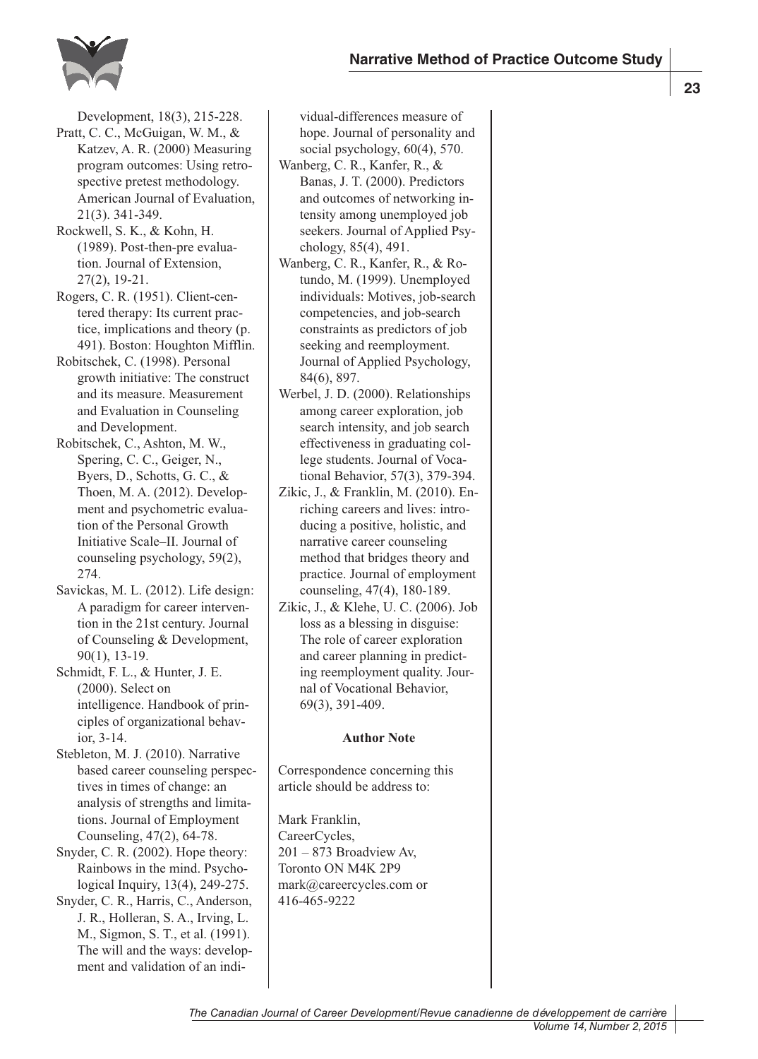Development, 18(3), 215-228.

Pratt, C. C., McGuigan, W. M., & Katzev, A. R. (2000) Measuring program outcomes: Using retrospective pretest methodology. American Journal of Evaluation, 21(3). 341-349.

Rockwell, S. K., & Kohn, H. (1989). Post-then-pre evaluation. Journal of Extension, 27(2), 19-21.

Rogers, C. R. (1951). Client-centered therapy: Its current practice, implications and theory (p. 491). Boston: Houghton Mifflin.

Robitschek, C. (1998). Personal growth initiative: The construct and its measure. Measurement and Evaluation in Counseling and Development.

Robitschek, C., Ashton, M. W., Spering, C. C., Geiger, N., Byers, D., Schotts, G. C., & Thoen, M. A. (2012). Development and psychometric evaluation of the Personal Growth Initiative Scale–II. Journal of counseling psychology, 59(2), 274.

Savickas, M. L. (2012). Life design: A paradigm for career intervention in the 21st century. Journal of Counseling & Development, 90(1), 13-19.

Schmidt, F. L., & Hunter, J. E. (2000). Select on intelligence. Handbook of principles of organizational behavior, 3-14.

Stebleton, M. J. (2010). Narrative based career counseling perspectives in times of change: an analysis of strengths and limitations. Journal of Employment Counseling, 47(2), 64-78.

Snyder, C. R. (2002). Hope theory: Rainbows in the mind. Psychological Inquiry, 13(4), 249-275.

Snyder, C. R., Harris, C., Anderson, J. R., Holleran, S. A., Irving, L. M., Sigmon, S. T., et al. (1991). The will and the ways: development and validation of an individual-differences measure of hope. Journal of personality and social psychology, 60(4), 570.

Wanberg, C. R., Kanfer, R., & Banas, J. T. (2000). Predictors and outcomes of networking intensity among unemployed job seekers. Journal of Applied Psychology, 85(4), 491.

Wanberg, C. R., Kanfer, R., & Rotundo, M. (1999). Unemployed individuals: Motives, job-search competencies, and job-search constraints as predictors of job seeking and reemployment. Journal of Applied Psychology, 84(6), 897.

Werbel, J. D. (2000). Relationships among career exploration, job search intensity, and job search effectiveness in graduating college students. Journal of Vocational Behavior, 57(3), 379-394.

Zikic, J., & Franklin, M. (2010). Enriching careers and lives: introducing a positive, holistic, and narrative career counseling method that bridges theory and practice. Journal of employment counseling, 47(4), 180-189.

Zikic, J., & Klehe, U. C. (2006). Job loss as a blessing in disguise: The role of career exploration and career planning in predicting reemployment quality. Journal of Vocational Behavior, 69(3), 391-409.

**Author Note**

Correspondence concerning this article should be address to:

Mark Franklin,
CareerCycles,
201 – 873 Broadview Av,
Toronto ON M4K 2P9
mark@careercycles.com or
416-465-9222